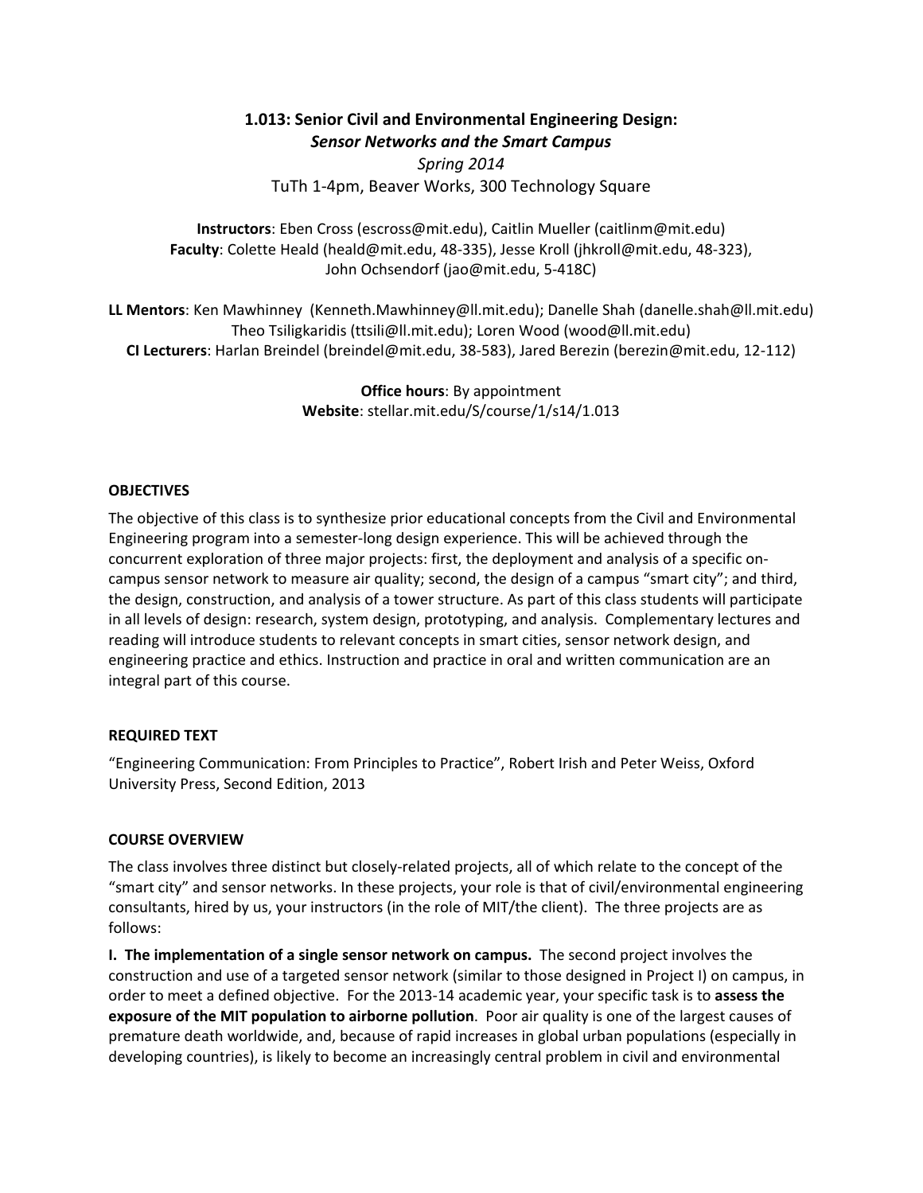# 1.013: Senior Civil and Environmental Engineering Design:
## *Sensor Networks and the Smart Campus*

*Spring 2014*

TuTh 1-4pm, Beaver Works, 300 Technology Square

**Instructors**: Eben Cross (escross@mit.edu), Caitlin Mueller (caitlinm@mit.edu)
**Faculty**: Colette Heald (heald@mit.edu, 48-335), Jesse Kroll (jhkroll@mit.edu, 48-323), John Ochsendorf (jao@mit.edu, 5-418C)

**LL Mentors**: Ken Mawhinney (Kenneth.Mawhinney@ll.mit.edu); Danelle Shah (danelle.shah@ll.mit.edu) Theo Tsiligkaridis (ttsili@ll.mit.edu); Loren Wood (wood@ll.mit.edu)
**CI Lecturers**: Harlan Breindel (breindel@mit.edu, 38-583), Jared Berezin (berezin@mit.edu, 12-112)

**Office hours**: By appointment
**Website**: stellar.mit.edu/S/course/1/s14/1.013

### OBJECTIVES

The objective of this class is to synthesize prior educational concepts from the Civil and Environmental Engineering program into a semester-long design experience. This will be achieved through the concurrent exploration of three major projects: first, the deployment and analysis of a specific on-campus sensor network to measure air quality; second, the design of a campus "smart city"; and third, the design, construction, and analysis of a tower structure. As part of this class students will participate in all levels of design: research, system design, prototyping, and analysis. Complementary lectures and reading will introduce students to relevant concepts in smart cities, sensor network design, and engineering practice and ethics. Instruction and practice in oral and written communication are an integral part of this course.

### REQUIRED TEXT

"Engineering Communication: From Principles to Practice", Robert Irish and Peter Weiss, Oxford University Press, Second Edition, 2013

### COURSE OVERVIEW

The class involves three distinct but closely-related projects, all of which relate to the concept of the "smart city" and sensor networks. In these projects, your role is that of civil/environmental engineering consultants, hired by us, your instructors (in the role of MIT/the client). The three projects are as follows:

**I. The implementation of a single sensor network on campus.** The second project involves the construction and use of a targeted sensor network (similar to those designed in Project I) on campus, in order to meet a defined objective. For the 2013-14 academic year, your specific task is to **assess the exposure of the MIT population to airborne pollution**. Poor air quality is one of the largest causes of premature death worldwide, and, because of rapid increases in global urban populations (especially in developing countries), is likely to become an increasingly central problem in civil and environmental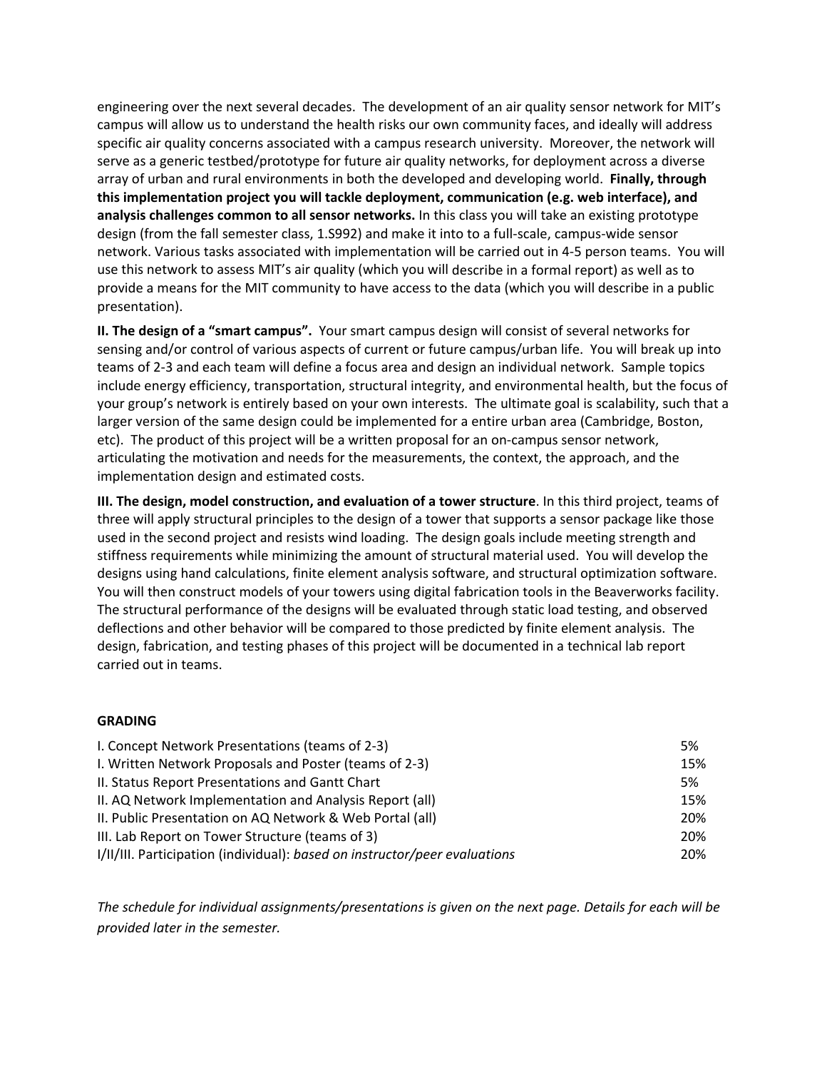engineering over the next several decades. The development of an air quality sensor network for MIT's campus will allow us to understand the health risks our own community faces, and ideally will address specific air quality concerns associated with a campus research university. Moreover, the network will serve as a generic testbed/prototype for future air quality networks, for deployment across a diverse array of urban and rural environments in both the developed and developing world. **Finally, through this implementation project you will tackle deployment, communication (e.g. web interface), and analysis challenges common to all sensor networks.** In this class you will take an existing prototype design (from the fall semester class, 1.S992) and make it into to a full-scale, campus-wide sensor network. Various tasks associated with implementation will be carried out in 4-5 person teams. You will use this network to assess MIT's air quality (which you will describe in a formal report) as well as to provide a means for the MIT community to have access to the data (which you will describe in a public presentation).

**II. The design of a "smart campus".** Your smart campus design will consist of several networks for sensing and/or control of various aspects of current or future campus/urban life. You will break up into teams of 2-3 and each team will define a focus area and design an individual network. Sample topics include energy efficiency, transportation, structural integrity, and environmental health, but the focus of your group's network is entirely based on your own interests. The ultimate goal is scalability, such that a larger version of the same design could be implemented for a entire urban area (Cambridge, Boston, etc). The product of this project will be a written proposal for an on-campus sensor network, articulating the motivation and needs for the measurements, the context, the approach, and the implementation design and estimated costs.

**III. The design, model construction, and evaluation of a tower structure**. In this third project, teams of three will apply structural principles to the design of a tower that supports a sensor package like those used in the second project and resists wind loading. The design goals include meeting strength and stiffness requirements while minimizing the amount of structural material used. You will develop the designs using hand calculations, finite element analysis software, and structural optimization software. You will then construct models of your towers using digital fabrication tools in the Beaverworks facility. The structural performance of the designs will be evaluated through static load testing, and observed deflections and other behavior will be compared to those predicted by finite element analysis. The design, fabrication, and testing phases of this project will be documented in a technical lab report carried out in teams.

**GRADING**

| | |
|---|---|
| I. Concept Network Presentations (teams of 2-3) | 5% |
| I. Written Network Proposals and Poster (teams of 2-3) | 15% |
| II. Status Report Presentations and Gantt Chart | 5% |
| II. AQ Network Implementation and Analysis Report (all) | 15% |
| II. Public Presentation on AQ Network & Web Portal (all) | 20% |
| III. Lab Report on Tower Structure (teams of 3) | 20% |
| I/II/III. Participation (individual): *based on instructor/peer evaluations* | 20% |

*The schedule for individual assignments/presentations is given on the next page. Details for each will be provided later in the semester.*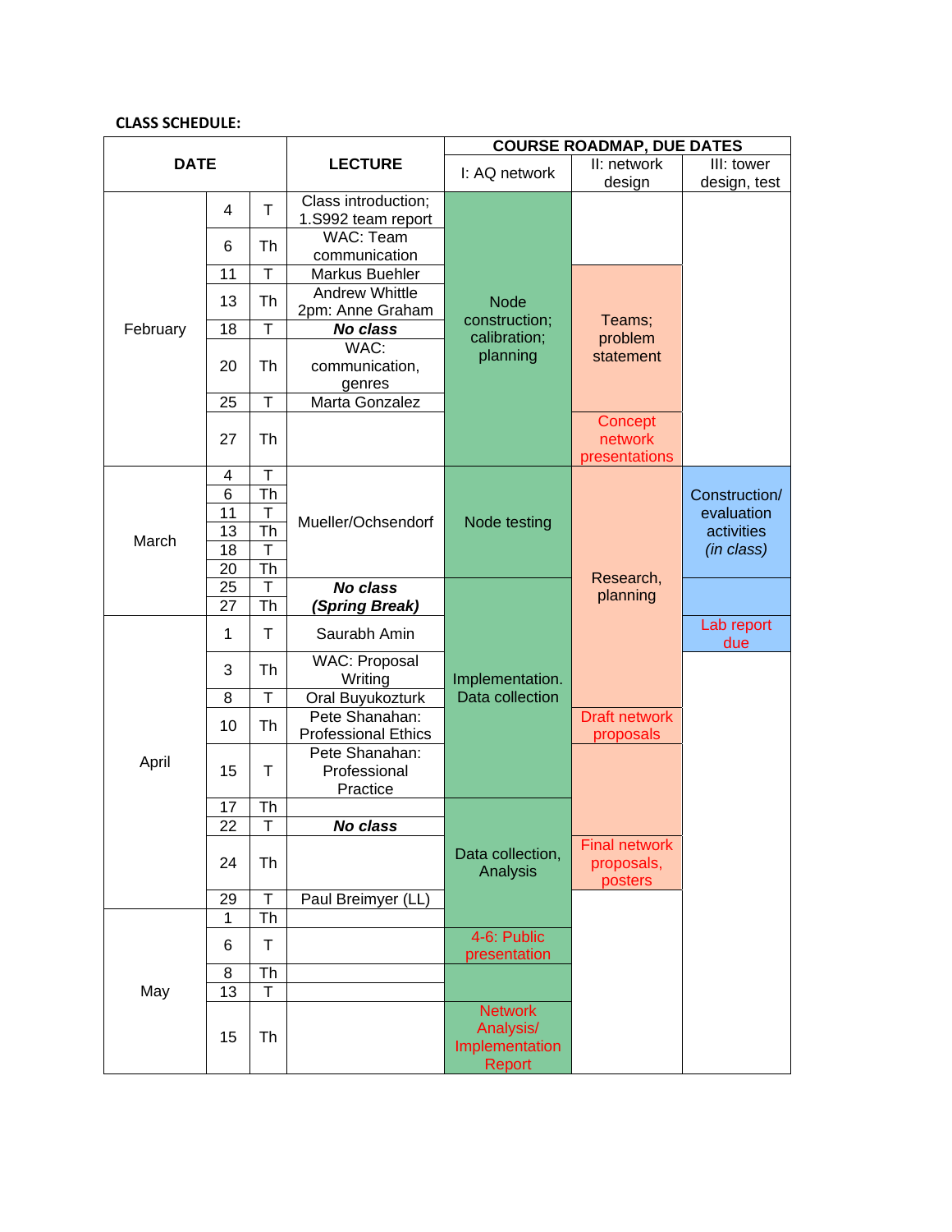**CLASS SCHEDULE:**

| DATE | | | LECTURE | COURSE ROADMAP, DUE DATES | | |
|---|---|---|---|---|---|---|
| | | | | I: AQ network | II: network design | III: tower design, test |
| February | 4 | T | Class introduction; 1.S992 team report | Node construction; calibration; planning | | |
| | 6 | Th | WAC: Team communication | | | |
| | 11 | T | Markus Buehler | | Teams; problem statement | |
| | 13 | Th | Andrew Whittle 2pm: Anne Graham | | | |
| | 18 | T | ***No class*** | | | |
| | 20 | Th | WAC: communication, genres | | | |
| | 25 | T | Marta Gonzalez | | | |
| | 27 | Th | | | Concept network presentations | |
| March | 4 | T | Mueller/Ochsendorf | Node testing | Research, planning | Construction/ evaluation activities *(in class)* |
| | 6 | Th | | | | |
| | 11 | T | | | | |
| | 13 | Th | | | | |
| | 18 | T | | | | |
| | 20 | Th | | | | |
| | 25 | T | ***No class (Spring Break)*** | Implementation. Data collection | | |
| | 27 | Th | | | | |
| April | 1 | T | Saurabh Amin | | | Lab report due |
| | 3 | Th | WAC: Proposal Writing | | | |
| | 8 | T | Oral Buyukozturk | | | |
| | 10 | Th | Pete Shanahan: Professional Ethics | | Draft network proposals | |
| | 15 | T | Pete Shanahan: Professional Practice | | | |
| | 17 | Th | | | | |
| | 22 | T | ***No class*** | Data collection, Analysis | | |
| | 24 | Th | | | Final network proposals, posters | |
| | 29 | T | Paul Breimyer (LL) | | | |
| May | 1 | Th | | | | |
| | 6 | T | | 4-6: Public presentation | | |
| | 8 | Th | | | | |
| | 13 | T | | | | |
| | 15 | Th | | Network Analysis/ Implementation Report | | |